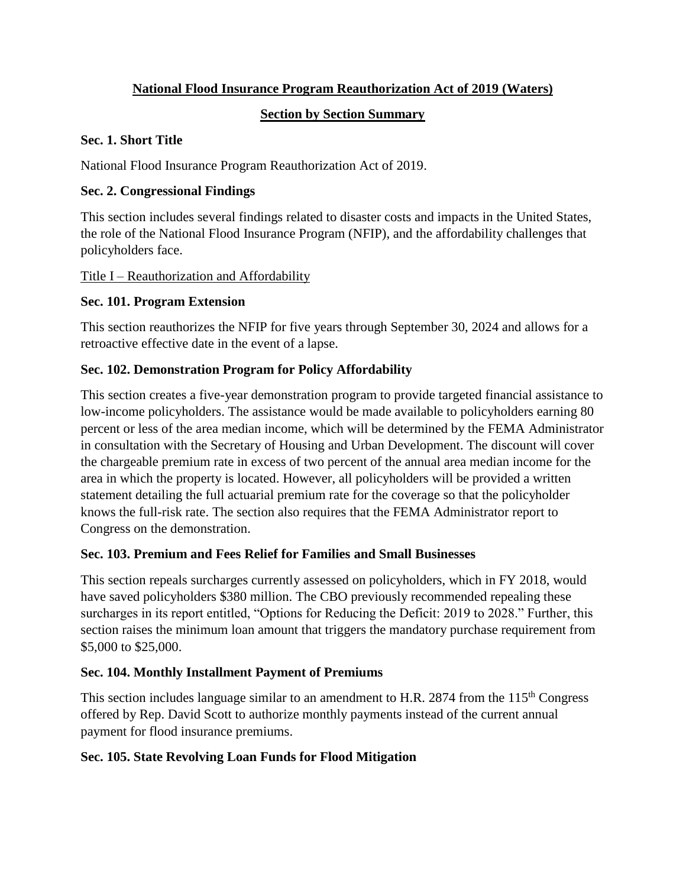# National Flood Insurance Program Reauthorization Act of 2019 (Waters)

## Section by Section Summary

### Sec. 1. Short Title

National Flood Insurance Program Reauthorization Act of 2019.

### Sec. 2. Congressional Findings

This section includes several findings related to disaster costs and impacts in the United States, the role of the National Flood Insurance Program (NFIP), and the affordability challenges that policyholders face.

## Title I – Reauthorization and Affordability

### Sec. 101. Program Extension

This section reauthorizes the NFIP for five years through September 30, 2024 and allows for a retroactive effective date in the event of a lapse.

### Sec. 102. Demonstration Program for Policy Affordability

This section creates a five-year demonstration program to provide targeted financial assistance to low-income policyholders. The assistance would be made available to policyholders earning 80 percent or less of the area median income, which will be determined by the FEMA Administrator in consultation with the Secretary of Housing and Urban Development. The discount will cover the chargeable premium rate in excess of two percent of the annual area median income for the area in which the property is located. However, all policyholders will be provided a written statement detailing the full actuarial premium rate for the coverage so that the policyholder knows the full-risk rate. The section also requires that the FEMA Administrator report to Congress on the demonstration.

### Sec. 103. Premium and Fees Relief for Families and Small Businesses

This section repeals surcharges currently assessed on policyholders, which in FY 2018, would have saved policyholders $380 million. The CBO previously recommended repealing these surcharges in its report entitled, "Options for Reducing the Deficit: 2019 to 2028." Further, this section raises the minimum loan amount that triggers the mandatory purchase requirement from $5,000 to $25,000.

### Sec. 104. Monthly Installment Payment of Premiums

This section includes language similar to an amendment to H.R. 2874 from the 115th Congress offered by Rep. David Scott to authorize monthly payments instead of the current annual payment for flood insurance premiums.

### Sec. 105. State Revolving Loan Funds for Flood Mitigation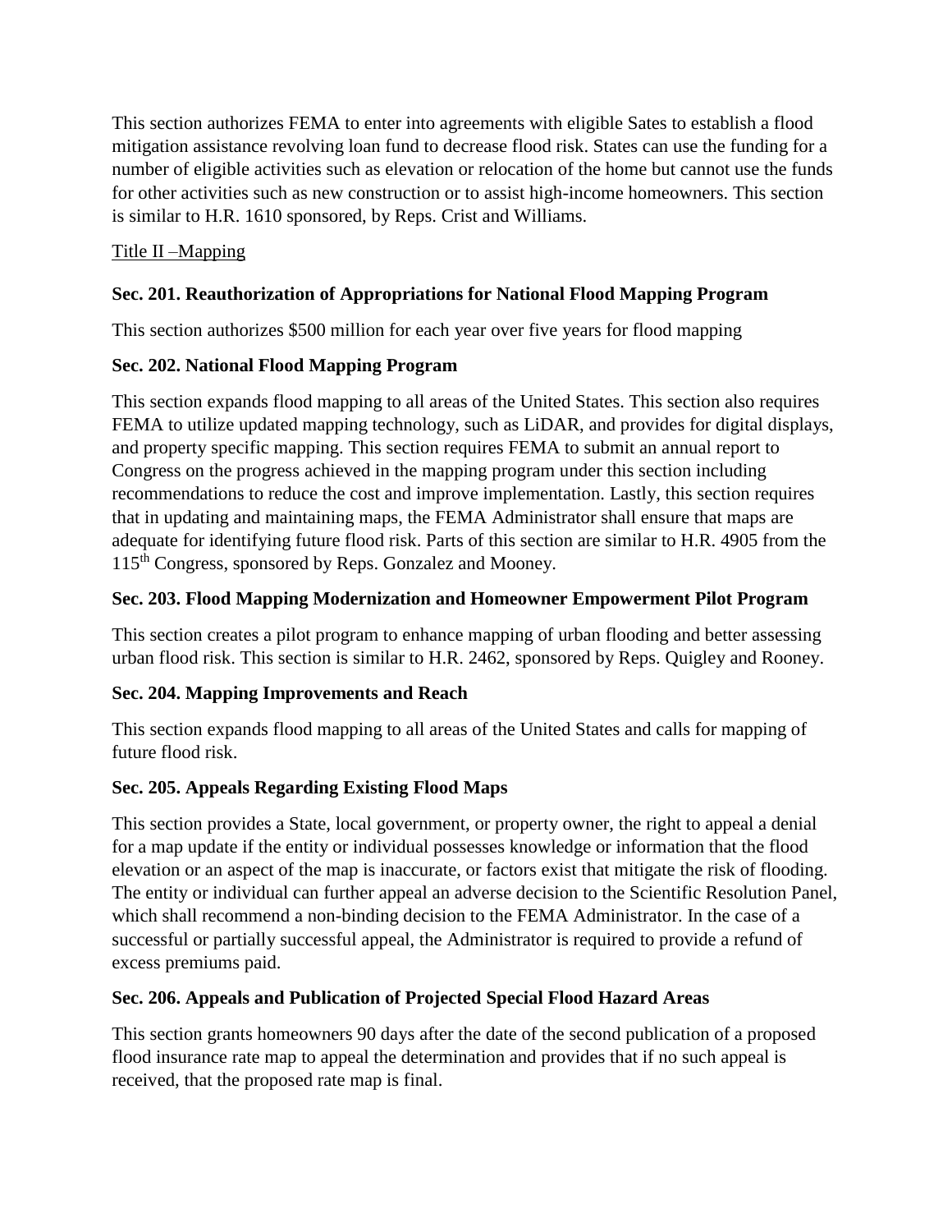This section authorizes FEMA to enter into agreements with eligible Sates to establish a flood mitigation assistance revolving loan fund to decrease flood risk. States can use the funding for a number of eligible activities such as elevation or relocation of the home but cannot use the funds for other activities such as new construction or to assist high-income homeowners. This section is similar to H.R. 1610 sponsored, by Reps. Crist and Williams.

<u>Title II –Mapping</u>

**Sec. 201. Reauthorization of Appropriations for National Flood Mapping Program**

This section authorizes $500 million for each year over five years for flood mapping

**Sec. 202. National Flood Mapping Program**

This section expands flood mapping to all areas of the United States. This section also requires FEMA to utilize updated mapping technology, such as LiDAR, and provides for digital displays, and property specific mapping. This section requires FEMA to submit an annual report to Congress on the progress achieved in the mapping program under this section including recommendations to reduce the cost and improve implementation. Lastly, this section requires that in updating and maintaining maps, the FEMA Administrator shall ensure that maps are adequate for identifying future flood risk. Parts of this section are similar to H.R. 4905 from the 115th Congress, sponsored by Reps. Gonzalez and Mooney.

**Sec. 203. Flood Mapping Modernization and Homeowner Empowerment Pilot Program**

This section creates a pilot program to enhance mapping of urban flooding and better assessing urban flood risk. This section is similar to H.R. 2462, sponsored by Reps. Quigley and Rooney.

**Sec. 204. Mapping Improvements and Reach**

This section expands flood mapping to all areas of the United States and calls for mapping of future flood risk.

**Sec. 205. Appeals Regarding Existing Flood Maps**

This section provides a State, local government, or property owner, the right to appeal a denial for a map update if the entity or individual possesses knowledge or information that the flood elevation or an aspect of the map is inaccurate, or factors exist that mitigate the risk of flooding. The entity or individual can further appeal an adverse decision to the Scientific Resolution Panel, which shall recommend a non-binding decision to the FEMA Administrator. In the case of a successful or partially successful appeal, the Administrator is required to provide a refund of excess premiums paid.

**Sec. 206. Appeals and Publication of Projected Special Flood Hazard Areas**

This section grants homeowners 90 days after the date of the second publication of a proposed flood insurance rate map to appeal the determination and provides that if no such appeal is received, that the proposed rate map is final.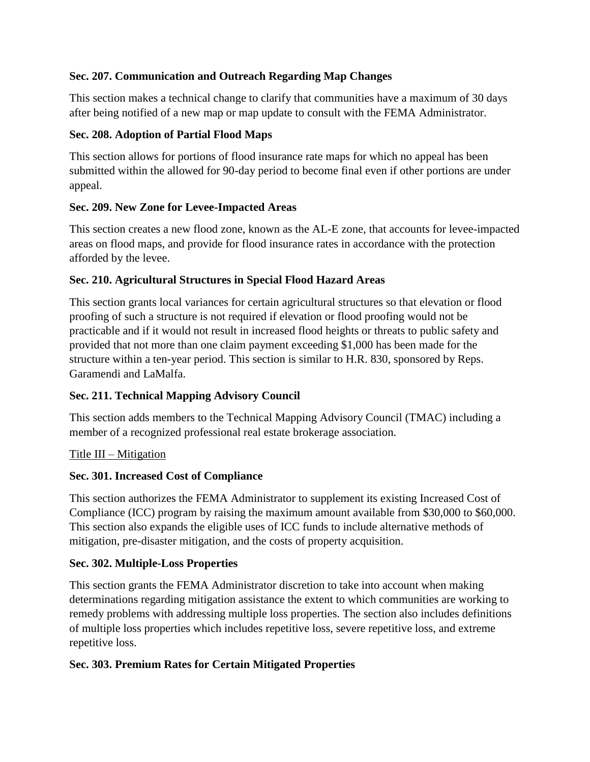**Sec. 207. Communication and Outreach Regarding Map Changes**

This section makes a technical change to clarify that communities have a maximum of 30 days after being notified of a new map or map update to consult with the FEMA Administrator.

**Sec. 208. Adoption of Partial Flood Maps**

This section allows for portions of flood insurance rate maps for which no appeal has been submitted within the allowed for 90-day period to become final even if other portions are under appeal.

**Sec. 209. New Zone for Levee-Impacted Areas**

This section creates a new flood zone, known as the AL-E zone, that accounts for levee-impacted areas on flood maps, and provide for flood insurance rates in accordance with the protection afforded by the levee.

**Sec. 210. Agricultural Structures in Special Flood Hazard Areas**

This section grants local variances for certain agricultural structures so that elevation or flood proofing of such a structure is not required if elevation or flood proofing would not be practicable and if it would not result in increased flood heights or threats to public safety and provided that not more than one claim payment exceeding $1,000 has been made for the structure within a ten-year period. This section is similar to H.R. 830, sponsored by Reps. Garamendi and LaMalfa.

**Sec. 211. Technical Mapping Advisory Council**

This section adds members to the Technical Mapping Advisory Council (TMAC) including a member of a recognized professional real estate brokerage association.

Title III – Mitigation

**Sec. 301. Increased Cost of Compliance**

This section authorizes the FEMA Administrator to supplement its existing Increased Cost of Compliance (ICC) program by raising the maximum amount available from $30,000 to $60,000. This section also expands the eligible uses of ICC funds to include alternative methods of mitigation, pre-disaster mitigation, and the costs of property acquisition.

**Sec. 302. Multiple-Loss Properties**

This section grants the FEMA Administrator discretion to take into account when making determinations regarding mitigation assistance the extent to which communities are working to remedy problems with addressing multiple loss properties. The section also includes definitions of multiple loss properties which includes repetitive loss, severe repetitive loss, and extreme repetitive loss.

**Sec. 303. Premium Rates for Certain Mitigated Properties**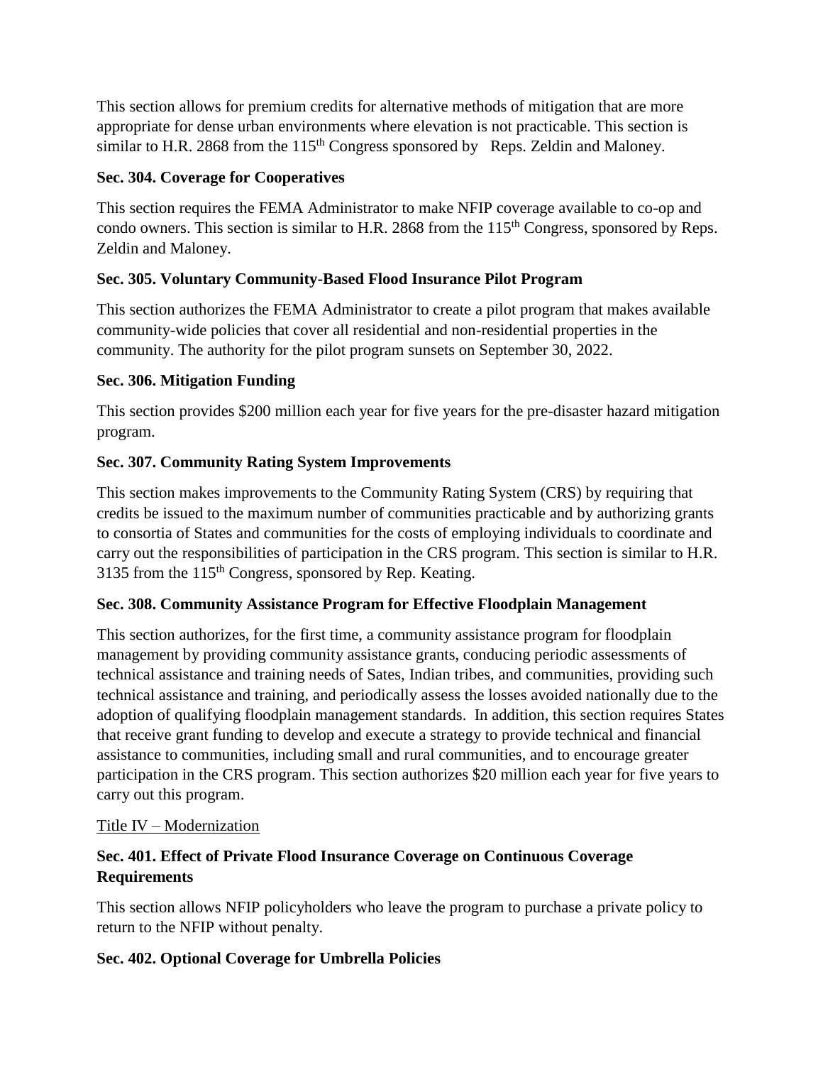This section allows for premium credits for alternative methods of mitigation that are more appropriate for dense urban environments where elevation is not practicable. This section is similar to H.R. 2868 from the 115th Congress sponsored by Reps. Zeldin and Maloney.

**Sec. 304. Coverage for Cooperatives**

This section requires the FEMA Administrator to make NFIP coverage available to co-op and condo owners. This section is similar to H.R. 2868 from the 115th Congress, sponsored by Reps. Zeldin and Maloney.

**Sec. 305. Voluntary Community-Based Flood Insurance Pilot Program**

This section authorizes the FEMA Administrator to create a pilot program that makes available community-wide policies that cover all residential and non-residential properties in the community. The authority for the pilot program sunsets on September 30, 2022.

**Sec. 306. Mitigation Funding**

This section provides $200 million each year for five years for the pre-disaster hazard mitigation program.

**Sec. 307. Community Rating System Improvements**

This section makes improvements to the Community Rating System (CRS) by requiring that credits be issued to the maximum number of communities practicable and by authorizing grants to consortia of States and communities for the costs of employing individuals to coordinate and carry out the responsibilities of participation in the CRS program. This section is similar to H.R. 3135 from the 115th Congress, sponsored by Rep. Keating.

**Sec. 308. Community Assistance Program for Effective Floodplain Management**

This section authorizes, for the first time, a community assistance program for floodplain management by providing community assistance grants, conducing periodic assessments of technical assistance and training needs of Sates, Indian tribes, and communities, providing such technical assistance and training, and periodically assess the losses avoided nationally due to the adoption of qualifying floodplain management standards. In addition, this section requires States that receive grant funding to develop and execute a strategy to provide technical and financial assistance to communities, including small and rural communities, and to encourage greater participation in the CRS program. This section authorizes $20 million each year for five years to carry out this program.

Title IV – Modernization

**Sec. 401. Effect of Private Flood Insurance Coverage on Continuous Coverage Requirements**

This section allows NFIP policyholders who leave the program to purchase a private policy to return to the NFIP without penalty.

**Sec. 402. Optional Coverage for Umbrella Policies**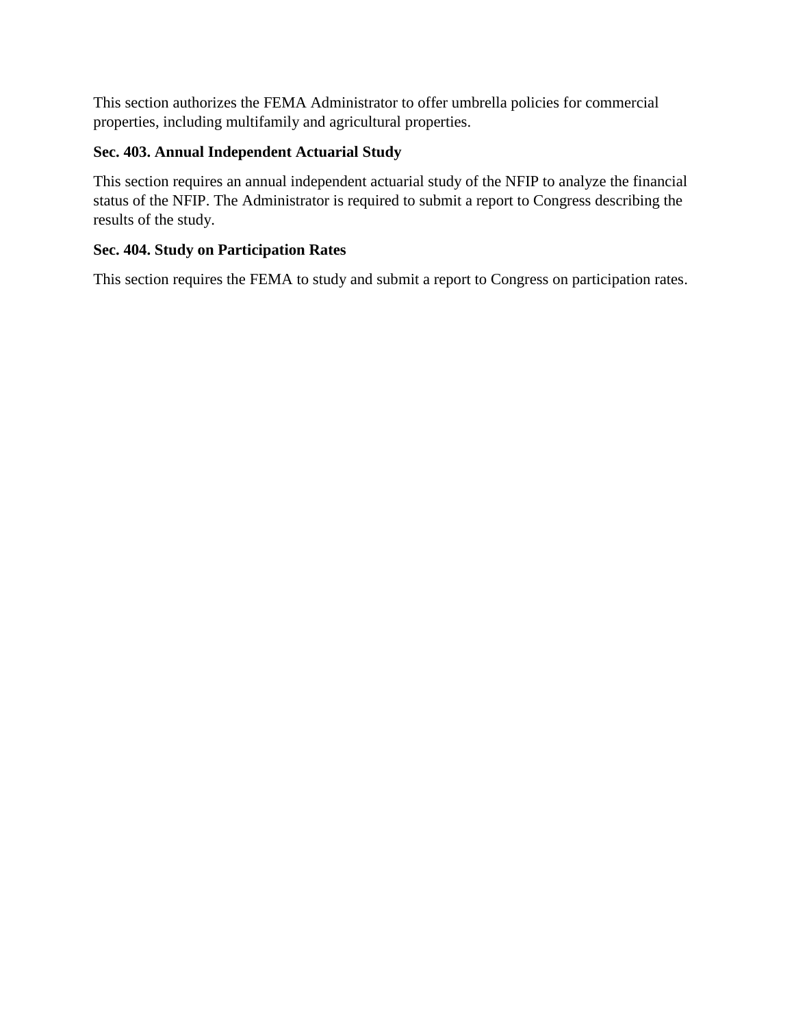This section authorizes the FEMA Administrator to offer umbrella policies for commercial properties, including multifamily and agricultural properties.

**Sec. 403. Annual Independent Actuarial Study**

This section requires an annual independent actuarial study of the NFIP to analyze the financial status of the NFIP. The Administrator is required to submit a report to Congress describing the results of the study.

**Sec. 404. Study on Participation Rates**

This section requires the FEMA to study and submit a report to Congress on participation rates.